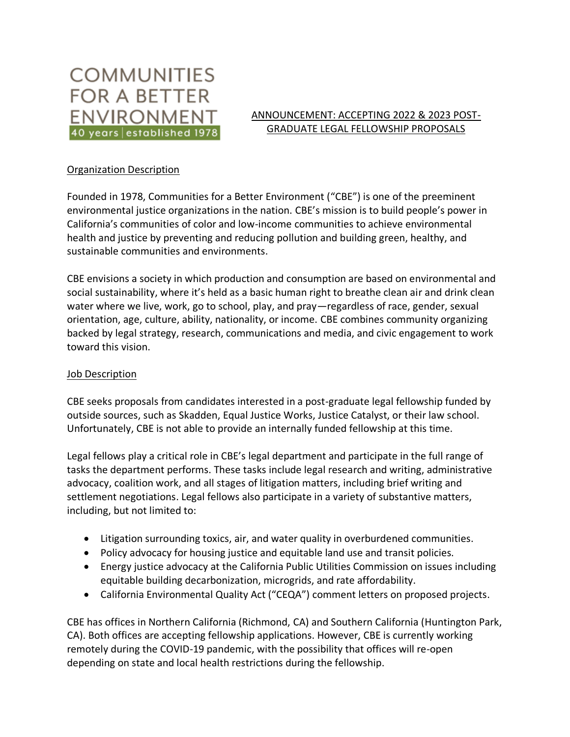COMMUNITIES FOR A BETTER ENVIRONMENT

40 years | established 1978

# ANNOUNCEMENT: ACCEPTING 2022 & 2023 POST-GRADUATE LEGAL FELLOWSHIP PROPOSALS

## Organization Description

Founded in 1978, Communities for a Better Environment ("CBE") is one of the preeminent environmental justice organizations in the nation. CBE's mission is to build people's power in California's communities of color and low-income communities to achieve environmental health and justice by preventing and reducing pollution and building green, healthy, and sustainable communities and environments.

CBE envisions a society in which production and consumption are based on environmental and social sustainability, where it's held as a basic human right to breathe clean air and drink clean water where we live, work, go to school, play, and pray—regardless of race, gender, sexual orientation, age, culture, ability, nationality, or income. CBE combines community organizing backed by legal strategy, research, communications and media, and civic engagement to work toward this vision.

## Job Description

CBE seeks proposals from candidates interested in a post-graduate legal fellowship funded by outside sources, such as Skadden, Equal Justice Works, Justice Catalyst, or their law school. Unfortunately, CBE is not able to provide an internally funded fellowship at this time.

Legal fellows play a critical role in CBE's legal department and participate in the full range of tasks the department performs. These tasks include legal research and writing, administrative advocacy, coalition work, and all stages of litigation matters, including brief writing and settlement negotiations. Legal fellows also participate in a variety of substantive matters, including, but not limited to:

- Litigation surrounding toxics, air, and water quality in overburdened communities.
- Policy advocacy for housing justice and equitable land use and transit policies.
- Energy justice advocacy at the California Public Utilities Commission on issues including equitable building decarbonization, microgrids, and rate affordability.
- California Environmental Quality Act ("CEQA") comment letters on proposed projects.

CBE has offices in Northern California (Richmond, CA) and Southern California (Huntington Park, CA). Both offices are accepting fellowship applications. However, CBE is currently working remotely during the COVID-19 pandemic, with the possibility that offices will re-open depending on state and local health restrictions during the fellowship.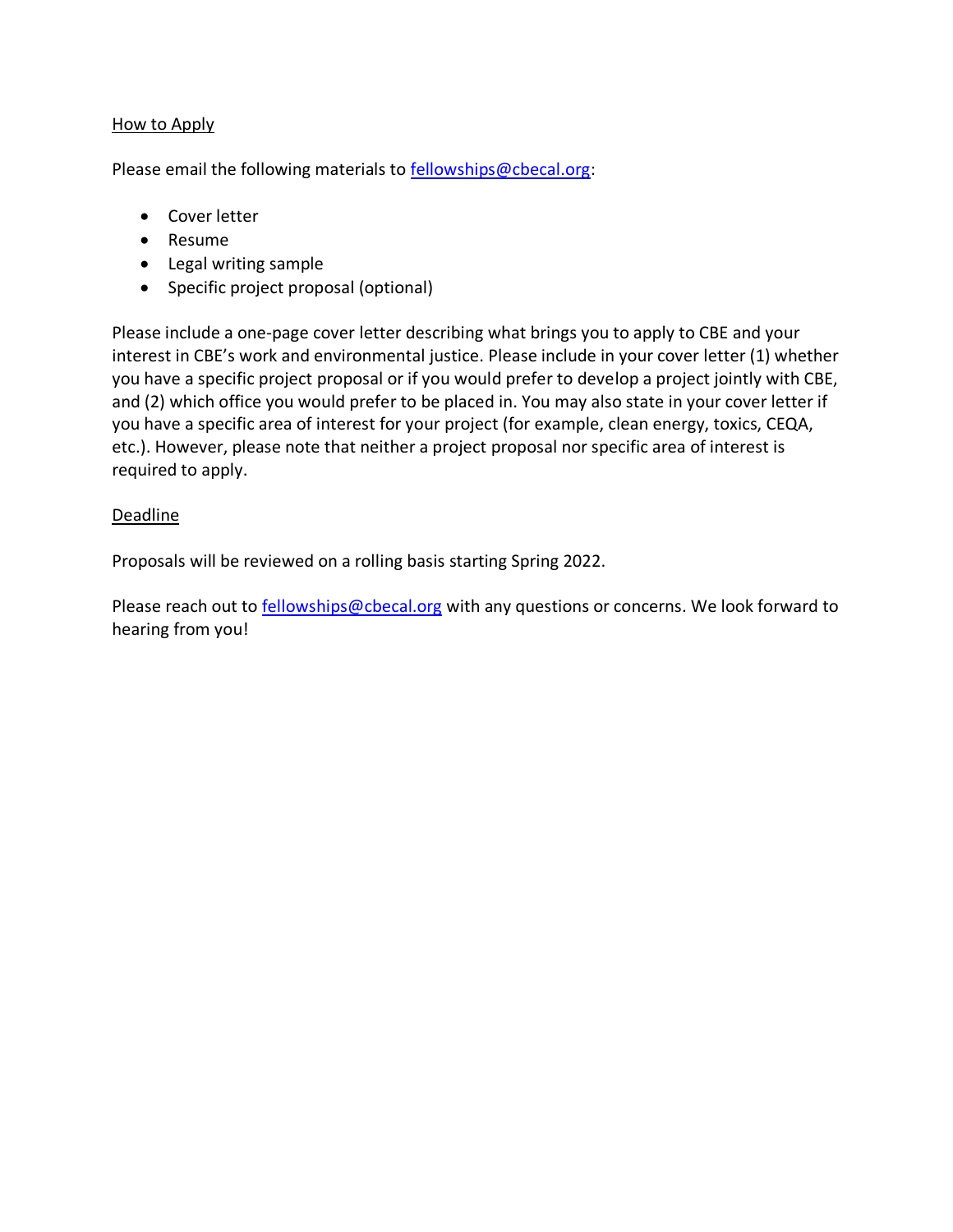How to Apply

Please email the following materials to fellowships@cbecal.org:

- Cover letter
- Resume
- Legal writing sample
- Specific project proposal (optional)

Please include a one-page cover letter describing what brings you to apply to CBE and your interest in CBE's work and environmental justice. Please include in your cover letter (1) whether you have a specific project proposal or if you would prefer to develop a project jointly with CBE, and (2) which office you would prefer to be placed in. You may also state in your cover letter if you have a specific area of interest for your project (for example, clean energy, toxics, CEQA, etc.). However, please note that neither a project proposal nor specific area of interest is required to apply.

Deadline

Proposals will be reviewed on a rolling basis starting Spring 2022.

Please reach out to fellowships@cbecal.org with any questions or concerns. We look forward to hearing from you!